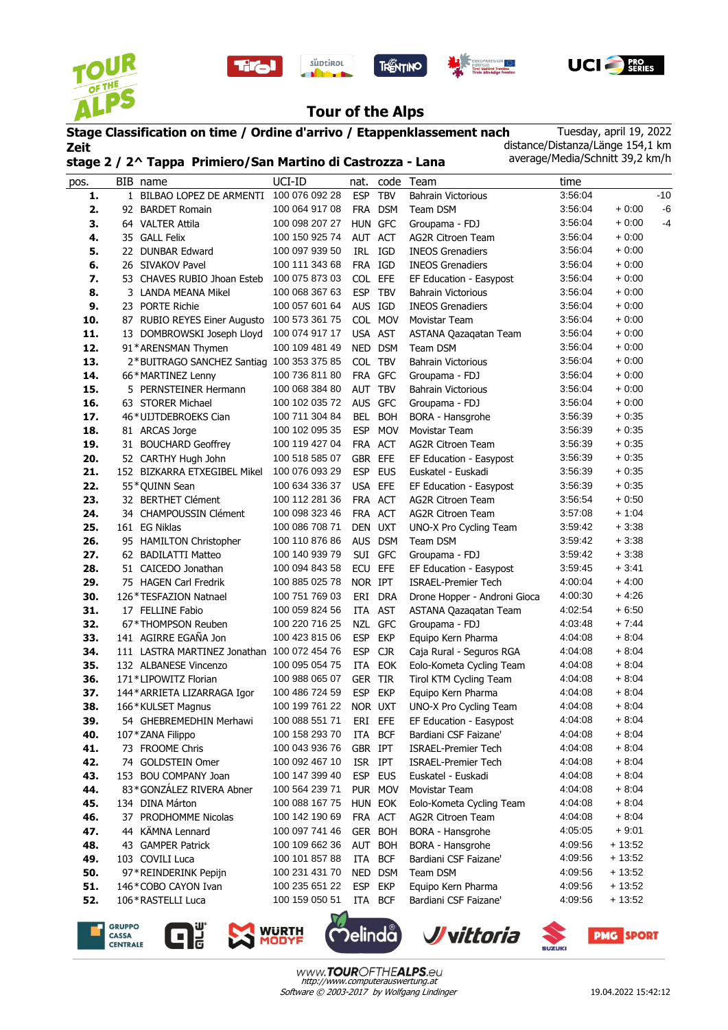# Tour of the Alps

**Stage Classification on time / Ordine d'arrivo / Etappenklassement nach Zeit**

**stage 2 / 2^ Tappa Primiero/San Martino di Castrozza - Lana**

Tuesday, april 19, 2022
distance/Distanza/Länge 154,1 km
average/Media/Schnitt 39,2 km/h

| pos. | BIB | name | UCI-ID | nat. | code | Team | time | | |
|---|---|---|---|---|---|---|---|---|---|
| 1. | 1 | BILBAO LOPEZ DE ARMENTI | 100 076 092 28 | ESP | TBV | Bahrain Victorious | 3:56:04 | | -10 |
| 2. | 92 | BARDET Romain | 100 064 917 08 | FRA | DSM | Team DSM | 3:56:04 | + 0:00 | -6 |
| 3. | 64 | VALTER Attila | 100 098 207 27 | HUN | GFC | Groupama - FDJ | 3:56:04 | + 0:00 | -4 |
| 4. | 35 | GALL Felix | 100 150 925 74 | AUT | ACT | AG2R Citroen Team | 3:56:04 | + 0:00 | |
| 5. | 22 | DUNBAR Edward | 100 097 939 50 | IRL | IGD | INEOS Grenadiers | 3:56:04 | + 0:00 | |
| 6. | 26 | SIVAKOV Pavel | 100 111 343 68 | FRA | IGD | INEOS Grenadiers | 3:56:04 | + 0:00 | |
| 7. | 53 | CHAVES RUBIO Jhoan Esteb | 100 075 873 03 | COL | EFE | EF Education - Easypost | 3:56:04 | + 0:00 | |
| 8. | 3 | LANDA MEANA Mikel | 100 068 367 63 | ESP | TBV | Bahrain Victorious | 3:56:04 | + 0:00 | |
| 9. | 23 | PORTE Richie | 100 057 601 64 | AUS | IGD | INEOS Grenadiers | 3:56:04 | + 0:00 | |
| 10. | 87 | RUBIO REYES Einer Augusto | 100 573 361 75 | COL | MOV | Movistar Team | 3:56:04 | + 0:00 | |
| 11. | 13 | DOMBROWSKI Joseph Lloyd | 100 074 917 17 | USA | AST | ASTANA Qazaqatan Team | 3:56:04 | + 0:00 | |
| 12. | 91* | ARENSMAN Thymen | 100 109 481 49 | NED | DSM | Team DSM | 3:56:04 | + 0:00 | |
| 13. | 2* | BUITRAGO SANCHEZ Santiag | 100 353 375 85 | COL | TBV | Bahrain Victorious | 3:56:04 | + 0:00 | |
| 14. | 66* | MARTINEZ Lenny | 100 736 811 80 | FRA | GFC | Groupama - FDJ | 3:56:04 | + 0:00 | |
| 15. | 5 | PERNSTEINER Hermann | 100 068 384 80 | AUT | TBV | Bahrain Victorious | 3:56:04 | + 0:00 | |
| 16. | 63 | STORER Michael | 100 102 035 72 | AUS | GFC | Groupama - FDJ | 3:56:04 | + 0:00 | |
| 17. | 46* | UIJTDEBROEKS Cian | 100 711 304 84 | BEL | BOH | BORA - Hansgrohe | 3:56:39 | + 0:35 | |
| 18. | 81 | ARCAS Jorge | 100 102 095 35 | ESP | MOV | Movistar Team | 3:56:39 | + 0:35 | |
| 19. | 31 | BOUCHARD Geoffrey | 100 119 427 04 | FRA | ACT | AG2R Citroen Team | 3:56:39 | + 0:35 | |
| 20. | 52 | CARTHY Hugh John | 100 518 585 07 | GBR | EFE | EF Education - Easypost | 3:56:39 | + 0:35 | |
| 21. | 152 | BIZKARRA ETXEGIBEL Mikel | 100 076 093 29 | ESP | EUS | Euskatel - Euskadi | 3:56:39 | + 0:35 | |
| 22. | 55* | QUINN Sean | 100 634 336 37 | USA | EFE | EF Education - Easypost | 3:56:39 | + 0:35 | |
| 23. | 32 | BERTHET Clément | 100 112 281 36 | FRA | ACT | AG2R Citroen Team | 3:56:54 | + 0:50 | |
| 24. | 34 | CHAMPOUSSIN Clément | 100 098 323 46 | FRA | ACT | AG2R Citroen Team | 3:57:08 | + 1:04 | |
| 25. | 161 | EG Niklas | 100 086 708 71 | DEN | UXT | UNO-X Pro Cycling Team | 3:59:42 | + 3:38 | |
| 26. | 95 | HAMILTON Christopher | 100 110 876 86 | AUS | DSM | Team DSM | 3:59:42 | + 3:38 | |
| 27. | 62 | BADILATTI Matteo | 100 140 939 79 | SUI | GFC | Groupama - FDJ | 3:59:42 | + 3:38 | |
| 28. | 51 | CAICEDO Jonathan | 100 094 843 58 | ECU | EFE | EF Education - Easypost | 3:59:45 | + 3:41 | |
| 29. | 75 | HAGEN Carl Fredrik | 100 885 025 78 | NOR | IPT | ISRAEL-Premier Tech | 4:00:04 | + 4:00 | |
| 30. | 126* | TESFAZION Natnael | 100 751 769 03 | ERI | DRA | Drone Hopper - Androni Gioca | 4:00:30 | + 4:26 | |
| 31. | 17 | FELLINE Fabio | 100 059 824 56 | ITA | AST | ASTANA Qazaqatan Team | 4:02:54 | + 6:50 | |
| 32. | 67* | THOMPSON Reuben | 100 220 716 25 | NZL | GFC | Groupama - FDJ | 4:03:48 | + 7:44 | |
| 33. | 141 | AGIRRE EGAÑA Jon | 100 423 815 06 | ESP | EKP | Equipo Kern Pharma | 4:04:08 | + 8:04 | |
| 34. | 111 | LASTRA MARTINEZ Jonathan | 100 072 454 76 | ESP | CJR | Caja Rural - Seguros RGA | 4:04:08 | + 8:04 | |
| 35. | 132 | ALBANESE Vincenzo | 100 095 054 75 | ITA | EOK | Eolo-Kometa Cycling Team | 4:04:08 | + 8:04 | |
| 36. | 171* | LIPOWITZ Florian | 100 988 065 07 | GER | TIR | Tirol KTM Cycling Team | 4:04:08 | + 8:04 | |
| 37. | 144* | ARRIETA LIZARRAGA Igor | 100 486 724 59 | ESP | EKP | Equipo Kern Pharma | 4:04:08 | + 8:04 | |
| 38. | 166* | KULSET Magnus | 100 199 761 22 | NOR | UXT | UNO-X Pro Cycling Team | 4:04:08 | + 8:04 | |
| 39. | 54 | GHEBREMEDHIN Merhawi | 100 088 551 71 | ERI | EFE | EF Education - Easypost | 4:04:08 | + 8:04 | |
| 40. | 107* | ZANA Filippo | 100 158 293 70 | ITA | BCF | Bardiani CSF Faizane' | 4:04:08 | + 8:04 | |
| 41. | 73 | FROOME Chris | 100 043 936 76 | GBR | IPT | ISRAEL-Premier Tech | 4:04:08 | + 8:04 | |
| 42. | 74 | GOLDSTEIN Omer | 100 092 467 10 | ISR | IPT | ISRAEL-Premier Tech | 4:04:08 | + 8:04 | |
| 43. | 153 | BOU COMPANY Joan | 100 147 399 40 | ESP | EUS | Euskatel - Euskadi | 4:04:08 | + 8:04 | |
| 44. | 83* | GONZÁLEZ RIVERA Abner | 100 564 239 71 | PUR | MOV | Movistar Team | 4:04:08 | + 8:04 | |
| 45. | 134 | DINA Márton | 100 088 167 75 | HUN | EOK | Eolo-Kometa Cycling Team | 4:04:08 | + 8:04 | |
| 46. | 37 | PRODHOMME Nicolas | 100 142 190 69 | FRA | ACT | AG2R Citroen Team | 4:04:08 | + 8:04 | |
| 47. | 44 | KÄMNA Lennard | 100 097 741 46 | GER | BOH | BORA - Hansgrohe | 4:05:05 | + 9:01 | |
| 48. | 43 | GAMPER Patrick | 100 109 662 36 | AUT | BOH | BORA - Hansgrohe | 4:09:56 | + 13:52 | |
| 49. | 103 | COVILI Luca | 100 101 857 88 | ITA | BCF | Bardiani CSF Faizane' | 4:09:56 | + 13:52 | |
| 50. | 97* | REINDERINK Pepijn | 100 231 431 70 | NED | DSM | Team DSM | 4:09:56 | + 13:52 | |
| 51. | 146* | COBO CAYON Ivan | 100 235 651 22 | ESP | EKP | Equipo Kern Pharma | 4:09:56 | + 13:52 | |
| 52. | 106* | RASTELLI Luca | 100 159 050 51 | ITA | BCF | Bardiani CSF Faizane' | 4:09:56 | + 13:52 | |

www.TOUROFTHEALPS.eu
http://www.computerauswertung.at
Software © 2003-2017 by Wolfgang Lindinger

19.04.2022 15:42:12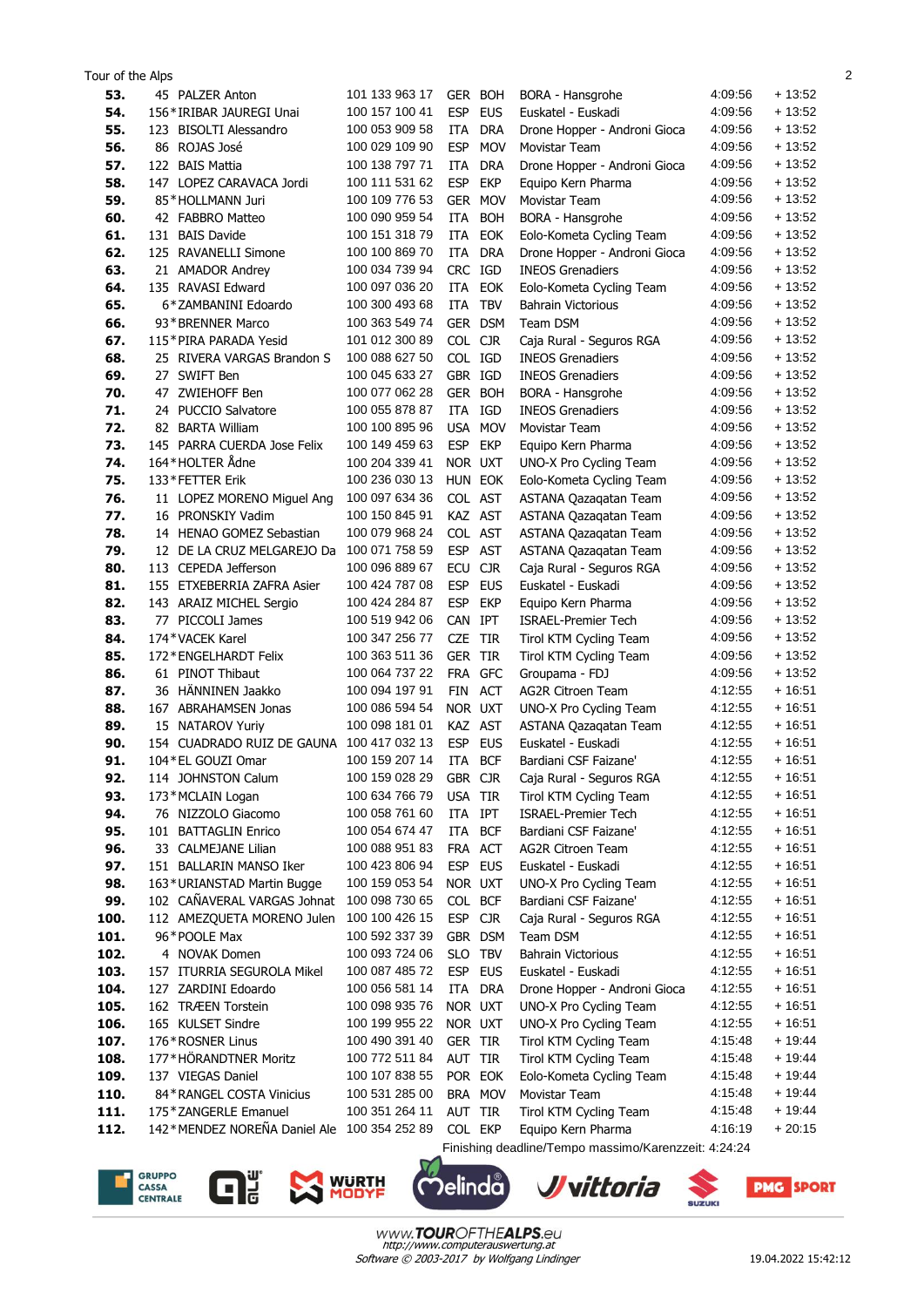| | | | | | | | | |
|---|---|---|---|---|---|---|---|---|
| **53.** | 45 | PALZER Anton | 101 133 963 17 | GER | BOH | BORA - Hansgrohe | 4:09:56 | + 13:52 |
| **54.** | 156* | IRIBAR JAUREGI Unai | 100 157 100 41 | ESP | EUS | Euskatel - Euskadi | 4:09:56 | + 13:52 |
| **55.** | 123 | BISOLTI Alessandro | 100 053 909 58 | ITA | DRA | Drone Hopper - Androni Gioca | 4:09:56 | + 13:52 |
| **56.** | 86 | ROJAS José | 100 109 109 90 | ESP | MOV | Movistar Team | 4:09:56 | + 13:52 |
| **57.** | 122 | BAIS Mattia | 100 138 797 71 | ITA | DRA | Drone Hopper - Androni Gioca | 4:09:56 | + 13:52 |
| **58.** | 147 | LOPEZ CARAVACA Jordi | 100 111 531 62 | ESP | EKP | Equipo Kern Pharma | 4:09:56 | + 13:52 |
| **59.** | 85* | HOLLMANN Juri | 100 109 776 53 | GER | MOV | Movistar Team | 4:09:56 | + 13:52 |
| **60.** | 42 | FABBRO Matteo | 100 090 959 54 | ITA | BOH | BORA - Hansgrohe | 4:09:56 | + 13:52 |
| **61.** | 131 | BAIS Davide | 100 151 318 79 | ITA | EOK | Eolo-Kometa Cycling Team | 4:09:56 | + 13:52 |
| **62.** | 125 | RAVANELLI Simone | 100 100 869 70 | ITA | DRA | Drone Hopper - Androni Gioca | 4:09:56 | + 13:52 |
| **63.** | 21 | AMADOR Andrey | 100 034 739 94 | CRC | IGD | INEOS Grenadiers | 4:09:56 | + 13:52 |
| **64.** | 135 | RAVASI Edward | 100 097 036 20 | ITA | EOK | Eolo-Kometa Cycling Team | 4:09:56 | + 13:52 |
| **65.** | 6* | ZAMBANINI Edoardo | 100 300 493 68 | ITA | TBV | Bahrain Victorious | 4:09:56 | + 13:52 |
| **66.** | 93* | BRENNER Marco | 100 363 549 74 | GER | DSM | Team DSM | 4:09:56 | + 13:52 |
| **67.** | 115* | PIRA PARADA Yesid | 101 012 300 89 | COL | CJR | Caja Rural - Seguros RGA | 4:09:56 | + 13:52 |
| **68.** | 25 | RIVERA VARGAS Brandon S | 100 088 627 50 | COL | IGD | INEOS Grenadiers | 4:09:56 | + 13:52 |
| **69.** | 27 | SWIFT Ben | 100 045 633 27 | GBR | IGD | INEOS Grenadiers | 4:09:56 | + 13:52 |
| **70.** | 47 | ZWIEHOFF Ben | 100 077 062 28 | GER | BOH | BORA - Hansgrohe | 4:09:56 | + 13:52 |
| **71.** | 24 | PUCCIO Salvatore | 100 055 878 87 | ITA | IGD | INEOS Grenadiers | 4:09:56 | + 13:52 |
| **72.** | 82 | BARTA William | 100 100 895 96 | USA | MOV | Movistar Team | 4:09:56 | + 13:52 |
| **73.** | 145 | PARRA CUERDA Jose Felix | 100 149 459 63 | ESP | EKP | Equipo Kern Pharma | 4:09:56 | + 13:52 |
| **74.** | 164* | HOLTER Ådne | 100 204 339 41 | NOR | UXT | UNO-X Pro Cycling Team | 4:09:56 | + 13:52 |
| **75.** | 133* | FETTER Erik | 100 236 030 13 | HUN | EOK | Eolo-Kometa Cycling Team | 4:09:56 | + 13:52 |
| **76.** | 11 | LOPEZ MORENO Miguel Ang | 100 097 634 36 | COL | AST | ASTANA Qazaqatan Team | 4:09:56 | + 13:52 |
| **77.** | 16 | PRONSKIY Vadim | 100 150 845 91 | KAZ | AST | ASTANA Qazaqatan Team | 4:09:56 | + 13:52 |
| **78.** | 14 | HENAO GOMEZ Sebastian | 100 079 968 24 | COL | AST | ASTANA Qazaqatan Team | 4:09:56 | + 13:52 |
| **79.** | 12 | DE LA CRUZ MELGAREJO Da | 100 071 758 59 | ESP | AST | ASTANA Qazaqatan Team | 4:09:56 | + 13:52 |
| **80.** | 113 | CEPEDA Jefferson | 100 096 889 67 | ECU | CJR | Caja Rural - Seguros RGA | 4:09:56 | + 13:52 |
| **81.** | 155 | ETXEBERRIA ZAFRA Asier | 100 424 787 08 | ESP | EUS | Euskatel - Euskadi | 4:09:56 | + 13:52 |
| **82.** | 143 | ARAIZ MICHEL Sergio | 100 424 284 87 | ESP | EKP | Equipo Kern Pharma | 4:09:56 | + 13:52 |
| **83.** | 77 | PICCOLI James | 100 519 942 06 | CAN | IPT | ISRAEL-Premier Tech | 4:09:56 | + 13:52 |
| **84.** | 174* | VACEK Karel | 100 347 256 77 | CZE | TIR | Tirol KTM Cycling Team | 4:09:56 | + 13:52 |
| **85.** | 172* | ENGELHARDT Felix | 100 363 511 36 | GER | TIR | Tirol KTM Cycling Team | 4:09:56 | + 13:52 |
| **86.** | 61 | PINOT Thibaut | 100 064 737 22 | FRA | GFC | Groupama - FDJ | 4:09:56 | + 13:52 |
| **87.** | 36 | HÄNNINEN Jaakko | 100 094 197 91 | FIN | ACT | AG2R Citroen Team | 4:12:55 | + 16:51 |
| **88.** | 167 | ABRAHAMSEN Jonas | 100 086 594 54 | NOR | UXT | UNO-X Pro Cycling Team | 4:12:55 | + 16:51 |
| **89.** | 15 | NATAROV Yuriy | 100 098 181 01 | KAZ | AST | ASTANA Qazaqatan Team | 4:12:55 | + 16:51 |
| **90.** | 154 | CUADRADO RUIZ DE GAUNA | 100 417 032 13 | ESP | EUS | Euskatel - Euskadi | 4:12:55 | + 16:51 |
| **91.** | 104* | EL GOUZI Omar | 100 159 207 14 | ITA | BCF | Bardiani CSF Faizane' | 4:12:55 | + 16:51 |
| **92.** | 114 | JOHNSTON Calum | 100 159 028 29 | GBR | CJR | Caja Rural - Seguros RGA | 4:12:55 | + 16:51 |
| **93.** | 173* | MCLAIN Logan | 100 634 766 79 | USA | TIR | Tirol KTM Cycling Team | 4:12:55 | + 16:51 |
| **94.** | 76 | NIZZOLO Giacomo | 100 058 761 60 | ITA | IPT | ISRAEL-Premier Tech | 4:12:55 | + 16:51 |
| **95.** | 101 | BATTAGLIN Enrico | 100 054 674 47 | ITA | BCF | Bardiani CSF Faizane' | 4:12:55 | + 16:51 |
| **96.** | 33 | CALMEJANE Lilian | 100 088 951 83 | FRA | ACT | AG2R Citroen Team | 4:12:55 | + 16:51 |
| **97.** | 151 | BALLARIN MANSO Iker | 100 423 806 94 | ESP | EUS | Euskatel - Euskadi | 4:12:55 | + 16:51 |
| **98.** | 163* | URIANSTAD Martin Bugge | 100 159 053 54 | NOR | UXT | UNO-X Pro Cycling Team | 4:12:55 | + 16:51 |
| **99.** | 102 | CAÑAVERAL VARGAS Johnat | 100 098 730 65 | COL | BCF | Bardiani CSF Faizane' | 4:12:55 | + 16:51 |
| **100.** | 112 | AMEZQUETA MORENO Julen | 100 100 426 15 | ESP | CJR | Caja Rural - Seguros RGA | 4:12:55 | + 16:51 |
| **101.** | 96* | POOLE Max | 100 592 337 39 | GBR | DSM | Team DSM | 4:12:55 | + 16:51 |
| **102.** | 4 | NOVAK Domen | 100 093 724 06 | SLO | TBV | Bahrain Victorious | 4:12:55 | + 16:51 |
| **103.** | 157 | ITURRIA SEGUROLA Mikel | 100 087 485 72 | ESP | EUS | Euskatel - Euskadi | 4:12:55 | + 16:51 |
| **104.** | 127 | ZARDINI Edoardo | 100 056 581 14 | ITA | DRA | Drone Hopper - Androni Gioca | 4:12:55 | + 16:51 |
| **105.** | 162 | TRÆEN Torstein | 100 098 935 76 | NOR | UXT | UNO-X Pro Cycling Team | 4:12:55 | + 16:51 |
| **106.** | 165 | KULSET Sindre | 100 199 955 22 | NOR | UXT | UNO-X Pro Cycling Team | 4:12:55 | + 16:51 |
| **107.** | 176* | ROSNER Linus | 100 490 391 40 | GER | TIR | Tirol KTM Cycling Team | 4:15:48 | + 19:44 |
| **108.** | 177* | HÖRANDTNER Moritz | 100 172 511 84 | AUT | TIR | Tirol KTM Cycling Team | 4:15:48 | + 19:44 |
| **109.** | 137 | VIEGAS Daniel | 100 107 838 55 | POR | EOK | Eolo-Kometa Cycling Team | 4:15:48 | + 19:44 |
| **110.** | 84* | RANGEL COSTA Vinicius | 100 531 285 00 | BRA | MOV | Movistar Team | 4:15:48 | + 19:44 |
| **111.** | 175* | ZANGERLE Emanuel | 100 351 264 11 | AUT | TIR | Tirol KTM Cycling Team | 4:15:48 | + 19:44 |
| **112.** | 142* | MENDEZ NOREÑA Daniel Ale | 100 354 252 89 | COL | EKP | Equipo Kern Pharma | 4:16:19 | + 20:15 |

Finishing deadline/Tempo massimo/Karenzzeit: 4:24:24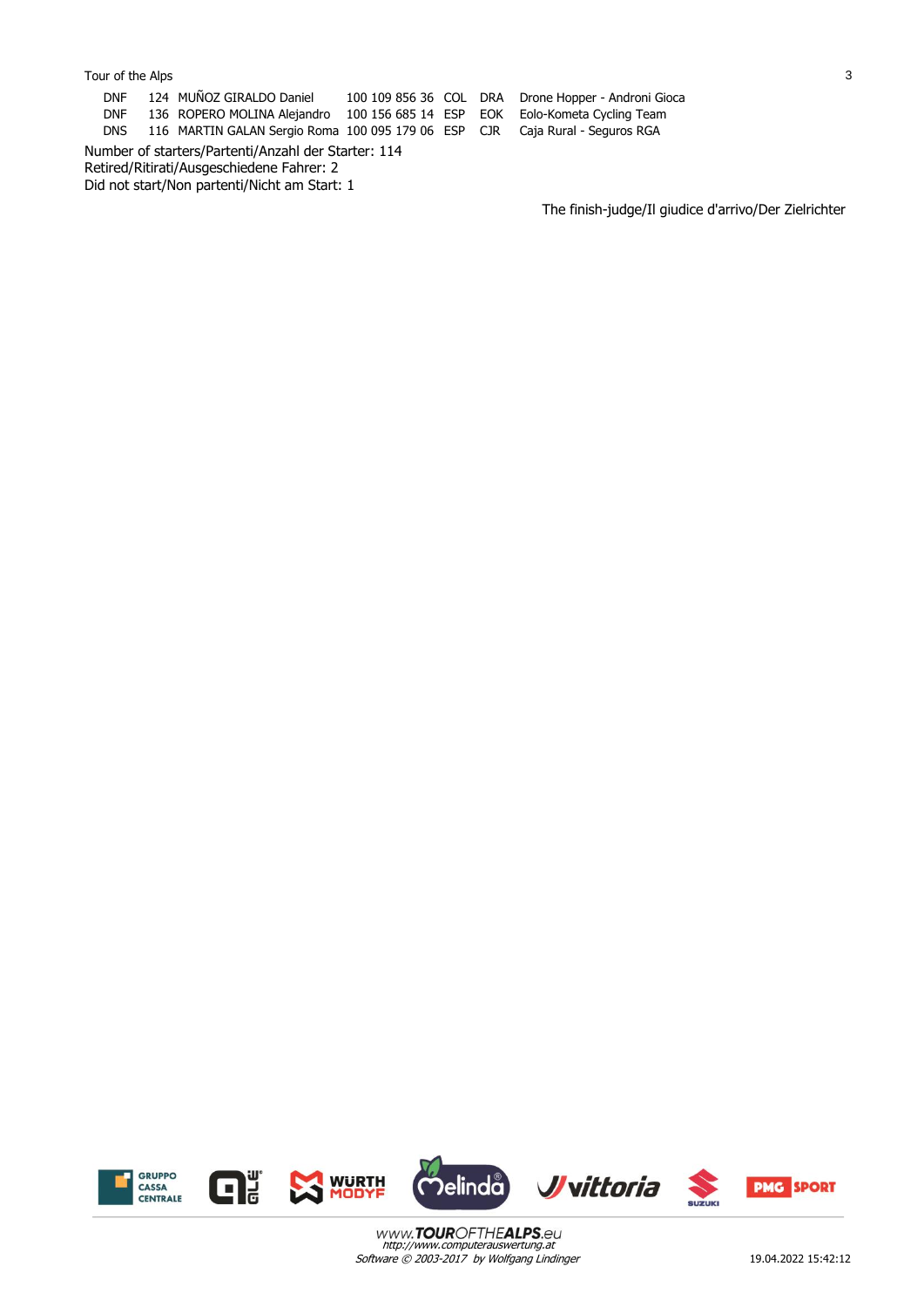| | | | | | | |
|---|---|---|---|---|---|---|
| DNF | 124 | MUÑOZ GIRALDO Daniel | 100 109 856 36 | COL | DRA | Drone Hopper - Androni Gioca |
| DNF | 136 | ROPERO MOLINA Alejandro | 100 156 685 14 | ESP | EOK | Eolo-Kometa Cycling Team |
| DNS | 116 | MARTIN GALAN Sergio Roma | 100 095 179 06 | ESP | CJR | Caja Rural - Seguros RGA |

Number of starters/Partenti/Anzahl der Starter: 114
Retired/Ritirati/Ausgeschiedene Fahrer: 2
Did not start/Non partenti/Nicht am Start: 1

The finish-judge/Il giudice d'arrivo/Der Zielrichter

www.TOUROFTHEALPS.eu
http://www.computerauswertung.at
Software © 2003-2017 by Wolfgang Lindinger

19.04.2022 15:42:12